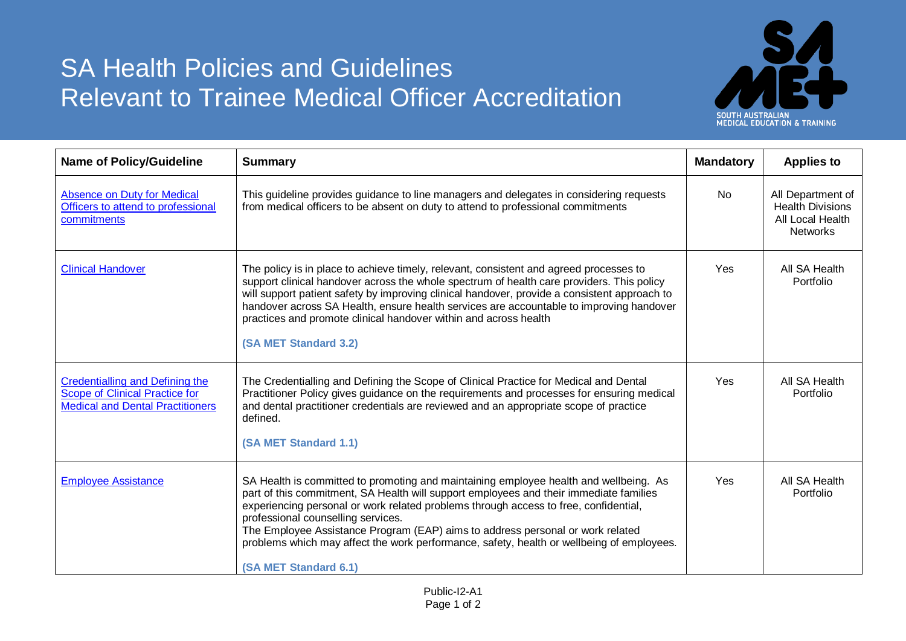# SA Health Policies and Guidelines Relevant to Trainee Medical Officer Accreditation

| Name of Policy/Guideline | Summary | Mandatory | Applies to |
|---|---|---|---|
| Absence on Duty for Medical Officers to attend to professional commitments | This guideline provides guidance to line managers and delegates in considering requests from medical officers to be absent on duty to attend to professional commitments | No | All Department of Health Divisions All Local Health Networks |
| Clinical Handover | The policy is in place to achieve timely, relevant, consistent and agreed processes to support clinical handover across the whole spectrum of health care providers. This policy will support patient safety by improving clinical handover, provide a consistent approach to handover across SA Health, ensure health services are accountable to improving handover practices and promote clinical handover within and across health<br><br>**(SA MET Standard 3.2)** | Yes | All SA Health Portfolio |
| Credentialling and Defining the Scope of Clinical Practice for Medical and Dental Practitioners | The Credentialling and Defining the Scope of Clinical Practice for Medical and Dental Practitioner Policy gives guidance on the requirements and processes for ensuring medical and dental practitioner credentials are reviewed and an appropriate scope of practice defined.<br><br>**(SA MET Standard 1.1)** | Yes | All SA Health Portfolio |
| Employee Assistance | SA Health is committed to promoting and maintaining employee health and wellbeing. As part of this commitment, SA Health will support employees and their immediate families experiencing personal or work related problems through access to free, confidential, professional counselling services.<br>The Employee Assistance Program (EAP) aims to address personal or work related problems which may affect the work performance, safety, health or wellbeing of employees.<br><br>**(SA MET Standard 6.1)** | Yes | All SA Health Portfolio |

Public-I2-A1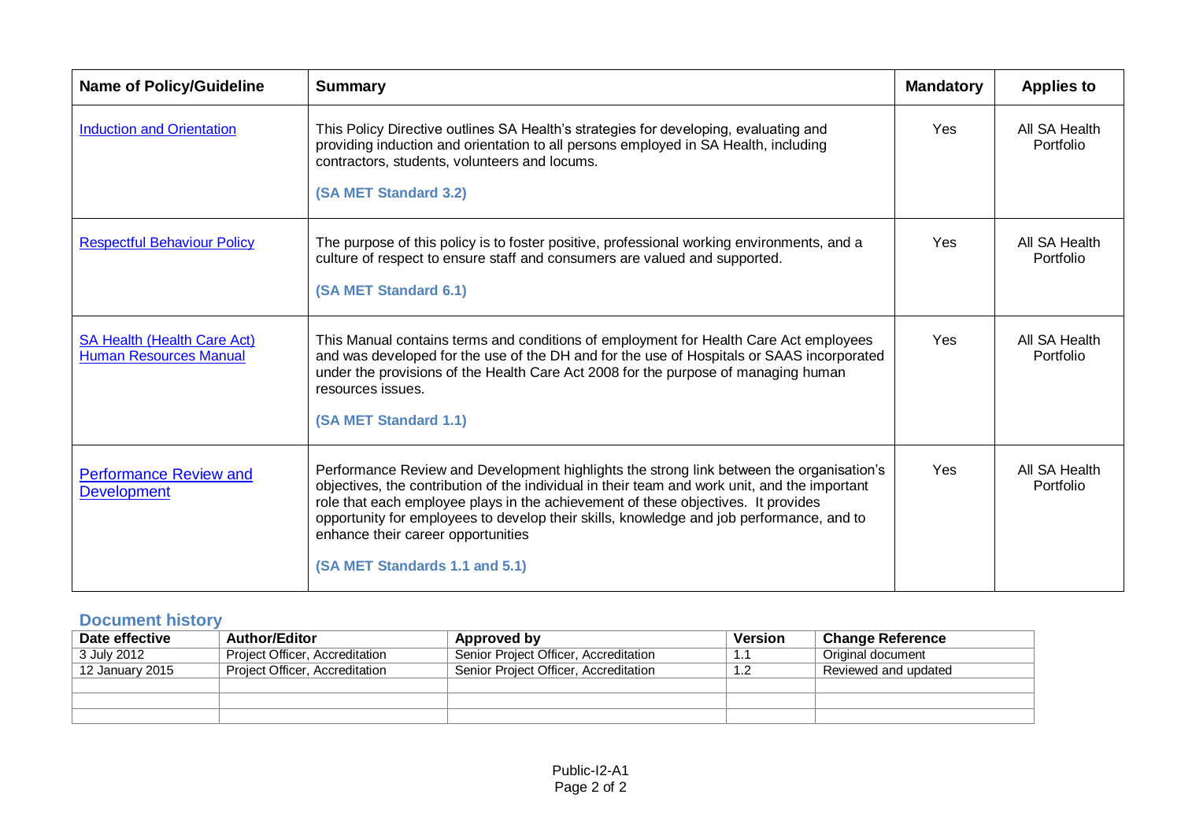| Name of Policy/Guideline | Summary | Mandatory | Applies to |
| --- | --- | --- | --- |
| Induction and Orientation | This Policy Directive outlines SA Health's strategies for developing, evaluating and providing induction and orientation to all persons employed in SA Health, including contractors, students, volunteers and locums.<br><br>**(SA MET Standard 3.2)** | Yes | All SA Health Portfolio |
| Respectful Behaviour Policy | The purpose of this policy is to foster positive, professional working environments, and a culture of respect to ensure staff and consumers are valued and supported.<br><br>**(SA MET Standard 6.1)** | Yes | All SA Health Portfolio |
| SA Health (Health Care Act) Human Resources Manual | This Manual contains terms and conditions of employment for Health Care Act employees and was developed for the use of the DH and for the use of Hospitals or SAAS incorporated under the provisions of the Health Care Act 2008 for the purpose of managing human resources issues.<br><br>**(SA MET Standard 1.1)** | Yes | All SA Health Portfolio |
| Performance Review and Development | Performance Review and Development highlights the strong link between the organisation's objectives, the contribution of the individual in their team and work unit, and the important role that each employee plays in the achievement of these objectives. It provides opportunity for employees to develop their skills, knowledge and job performance, and to enhance their career opportunities<br><br>**(SA MET Standards 1.1 and 5.1)** | Yes | All SA Health Portfolio |

## Document history

| Date effective | Author/Editor | Approved by | Version | Change Reference |
| --- | --- | --- | --- | --- |
| 3 July 2012 | Project Officer, Accreditation | Senior Project Officer, Accreditation | 1.1 | Original document |
| 12 January 2015 | Project Officer, Accreditation | Senior Project Officer, Accreditation | 1.2 | Reviewed and updated |
| | | | | |
| | | | | |
| | | | | |

Public-I2-A1